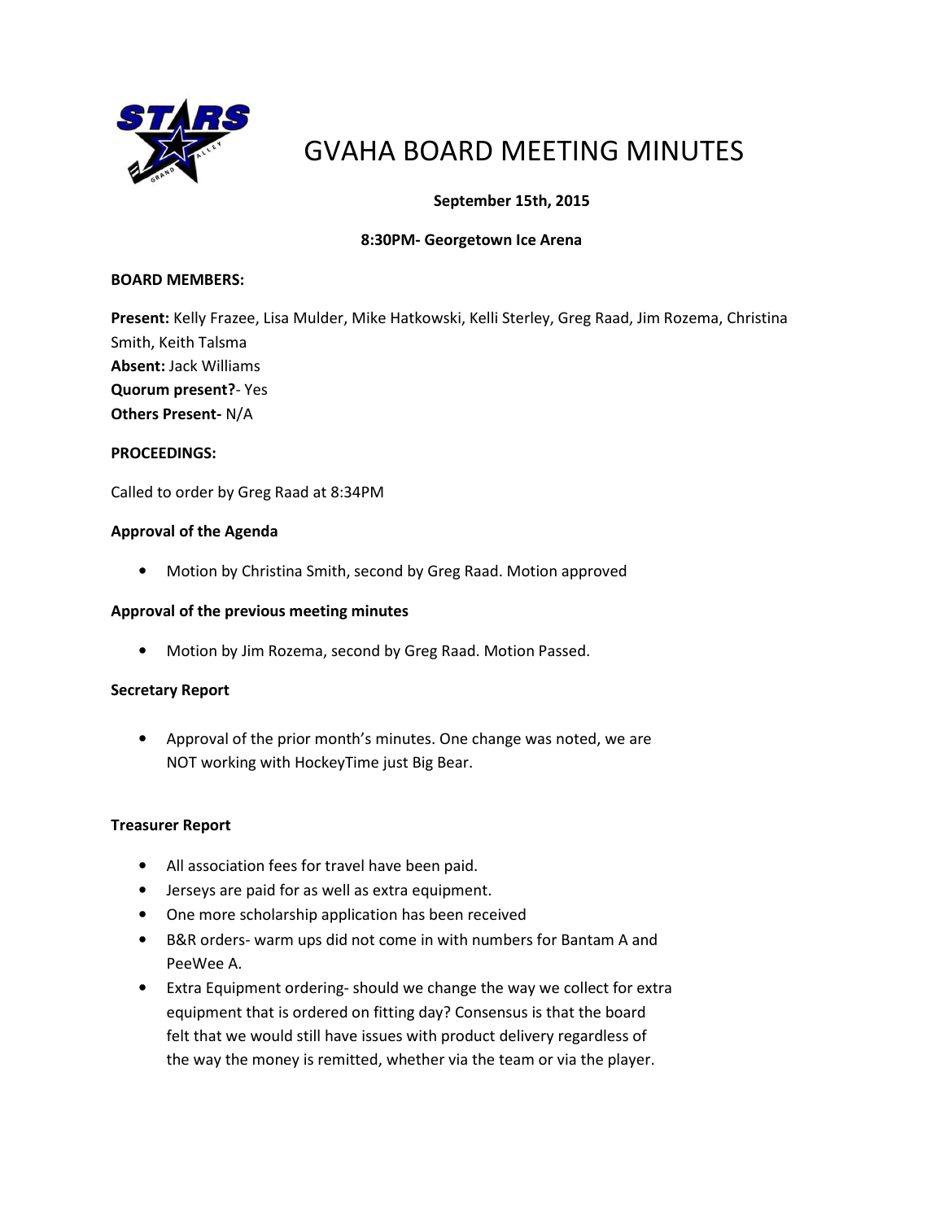# GVAHA BOARD MEETING MINUTES

**September 15th, 2015**

**8:30PM- Georgetown Ice Arena**

**BOARD MEMBERS:**

**Present:** Kelly Frazee, Lisa Mulder, Mike Hatkowski, Kelli Sterley, Greg Raad, Jim Rozema, Christina Smith, Keith Talsma
**Absent:** Jack Williams
**Quorum present?**- Yes
**Others Present-** N/A

**PROCEEDINGS:**

Called to order by Greg Raad at 8:34PM

**Approval of the Agenda**

- Motion by Christina Smith, second by Greg Raad. Motion approved

**Approval of the previous meeting minutes**

- Motion by Jim Rozema, second by Greg Raad. Motion Passed.

**Secretary Report**

- Approval of the prior month's minutes. One change was noted, we are NOT working with HockeyTime just Big Bear.

**Treasurer Report**

- All association fees for travel have been paid.
- Jerseys are paid for as well as extra equipment.
- One more scholarship application has been received
- B&R orders- warm ups did not come in with numbers for Bantam A and PeeWee A.
- Extra Equipment ordering- should we change the way we collect for extra equipment that is ordered on fitting day? Consensus is that the board felt that we would still have issues with product delivery regardless of the way the money is remitted, whether via the team or via the player.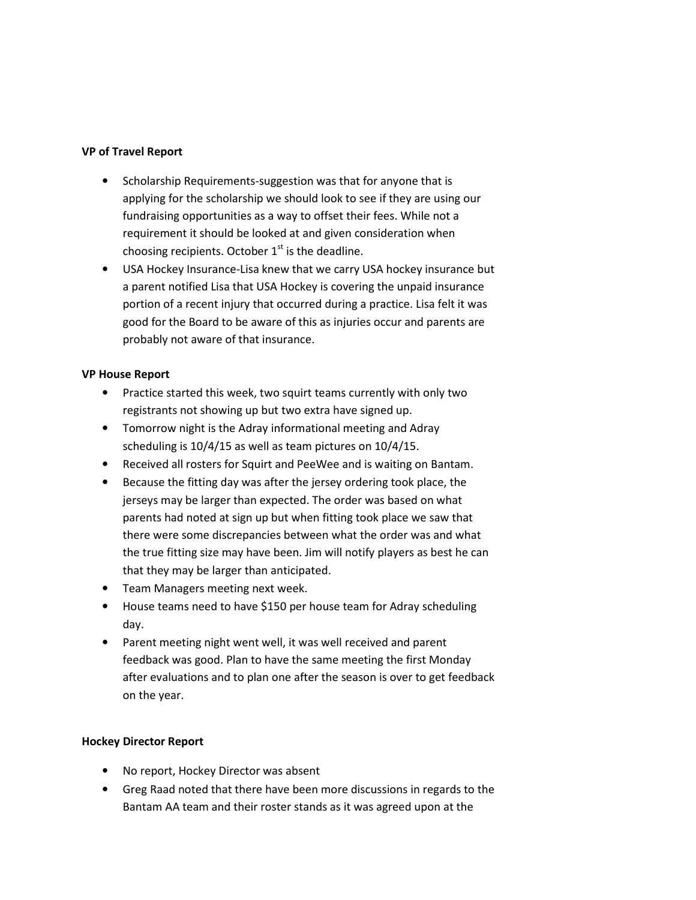**VP of Travel Report**

- Scholarship Requirements-suggestion was that for anyone that is applying for the scholarship we should look to see if they are using our fundraising opportunities as a way to offset their fees. While not a requirement it should be looked at and given consideration when choosing recipients. October 1st is the deadline.
- USA Hockey Insurance-Lisa knew that we carry USA hockey insurance but a parent notified Lisa that USA Hockey is covering the unpaid insurance portion of a recent injury that occurred during a practice. Lisa felt it was good for the Board to be aware of this as injuries occur and parents are probably not aware of that insurance.

**VP House Report**

- Practice started this week, two squirt teams currently with only two registrants not showing up but two extra have signed up.
- Tomorrow night is the Adray informational meeting and Adray scheduling is 10/4/15 as well as team pictures on 10/4/15.
- Received all rosters for Squirt and PeeWee and is waiting on Bantam.
- Because the fitting day was after the jersey ordering took place, the jerseys may be larger than expected. The order was based on what parents had noted at sign up but when fitting took place we saw that there were some discrepancies between what the order was and what the true fitting size may have been. Jim will notify players as best he can that they may be larger than anticipated.
- Team Managers meeting next week.
- House teams need to have $150 per house team for Adray scheduling day.
- Parent meeting night went well, it was well received and parent feedback was good. Plan to have the same meeting the first Monday after evaluations and to plan one after the season is over to get feedback on the year.

**Hockey Director Report**

- No report, Hockey Director was absent
- Greg Raad noted that there have been more discussions in regards to the Bantam AA team and their roster stands as it was agreed upon at the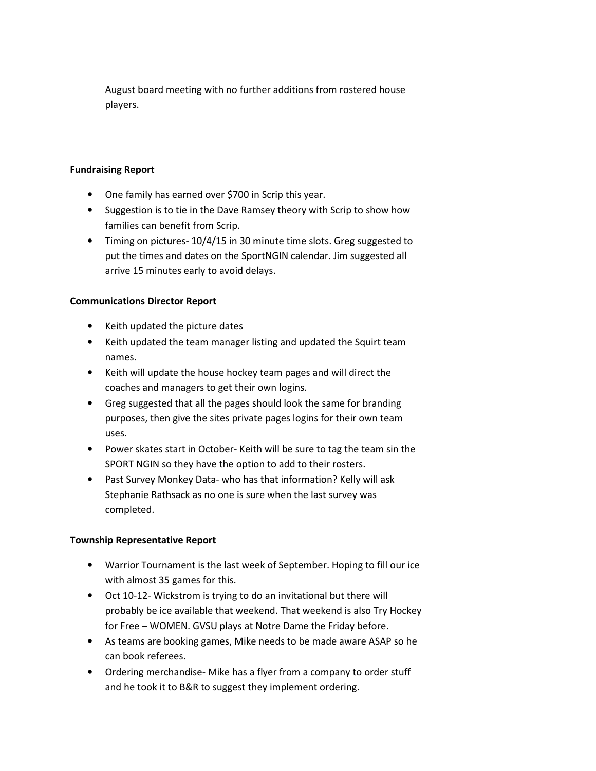August board meeting with no further additions from rostered house players.

**Fundraising Report**

- One family has earned over $700 in Scrip this year.
- Suggestion is to tie in the Dave Ramsey theory with Scrip to show how families can benefit from Scrip.
- Timing on pictures- 10/4/15 in 30 minute time slots. Greg suggested to put the times and dates on the SportNGIN calendar. Jim suggested all arrive 15 minutes early to avoid delays.

**Communications Director Report**

- Keith updated the picture dates
- Keith updated the team manager listing and updated the Squirt team names.
- Keith will update the house hockey team pages and will direct the coaches and managers to get their own logins.
- Greg suggested that all the pages should look the same for branding purposes, then give the sites private pages logins for their own team uses.
- Power skates start in October- Keith will be sure to tag the team sin the SPORT NGIN so they have the option to add to their rosters.
- Past Survey Monkey Data- who has that information? Kelly will ask Stephanie Rathsack as no one is sure when the last survey was completed.

**Township Representative Report**

- Warrior Tournament is the last week of September. Hoping to fill our ice with almost 35 games for this.
- Oct 10-12- Wickstrom is trying to do an invitational but there will probably be ice available that weekend. That weekend is also Try Hockey for Free – WOMEN. GVSU plays at Notre Dame the Friday before.
- As teams are booking games, Mike needs to be made aware ASAP so he can book referees.
- Ordering merchandise- Mike has a flyer from a company to order stuff and he took it to B&R to suggest they implement ordering.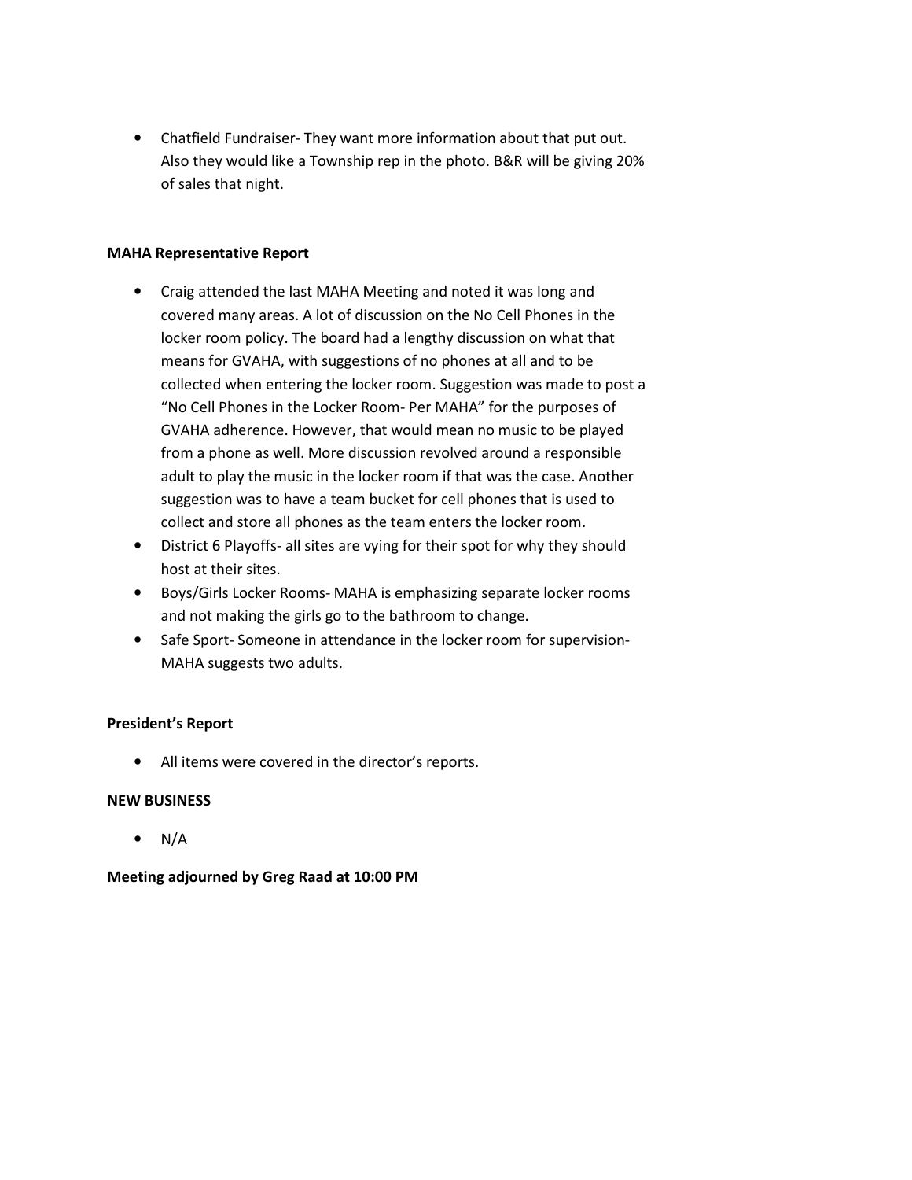- Chatfield Fundraiser- They want more information about that put out. Also they would like a Township rep in the photo. B&R will be giving 20% of sales that night.

**MAHA Representative Report**

- Craig attended the last MAHA Meeting and noted it was long and covered many areas. A lot of discussion on the No Cell Phones in the locker room policy. The board had a lengthy discussion on what that means for GVAHA, with suggestions of no phones at all and to be collected when entering the locker room. Suggestion was made to post a "No Cell Phones in the Locker Room- Per MAHA" for the purposes of GVAHA adherence. However, that would mean no music to be played from a phone as well. More discussion revolved around a responsible adult to play the music in the locker room if that was the case. Another suggestion was to have a team bucket for cell phones that is used to collect and store all phones as the team enters the locker room.
- District 6 Playoffs- all sites are vying for their spot for why they should host at their sites.
- Boys/Girls Locker Rooms- MAHA is emphasizing separate locker rooms and not making the girls go to the bathroom to change.
- Safe Sport- Someone in attendance in the locker room for supervision- MAHA suggests two adults.

**President's Report**

- All items were covered in the director's reports.

**NEW BUSINESS**

- N/A

**Meeting adjourned by Greg Raad at 10:00 PM**